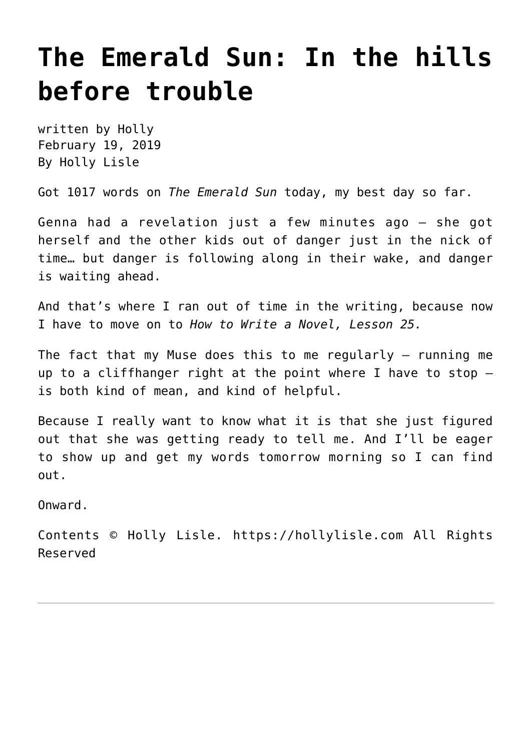# The Emerald Sun: In the hills before trouble

written by Holly
February 19, 2019
By Holly Lisle

Got 1017 words on *The Emerald Sun* today, my best day so far.

Genna had a revelation just a few minutes ago — she got herself and the other kids out of danger just in the nick of time… but danger is following along in their wake, and danger is waiting ahead.

And that's where I ran out of time in the writing, because now I have to move on to *How to Write a Novel, Lesson 25.*

The fact that my Muse does this to me regularly — running me up to a cliffhanger right at the point where I have to stop — is both kind of mean, and kind of helpful.

Because I really want to know what it is that she just figured out that she was getting ready to tell me. And I'll be eager to show up and get my words tomorrow morning so I can find out.

Onward.

Contents © Holly Lisle. https://hollylisle.com All Rights Reserved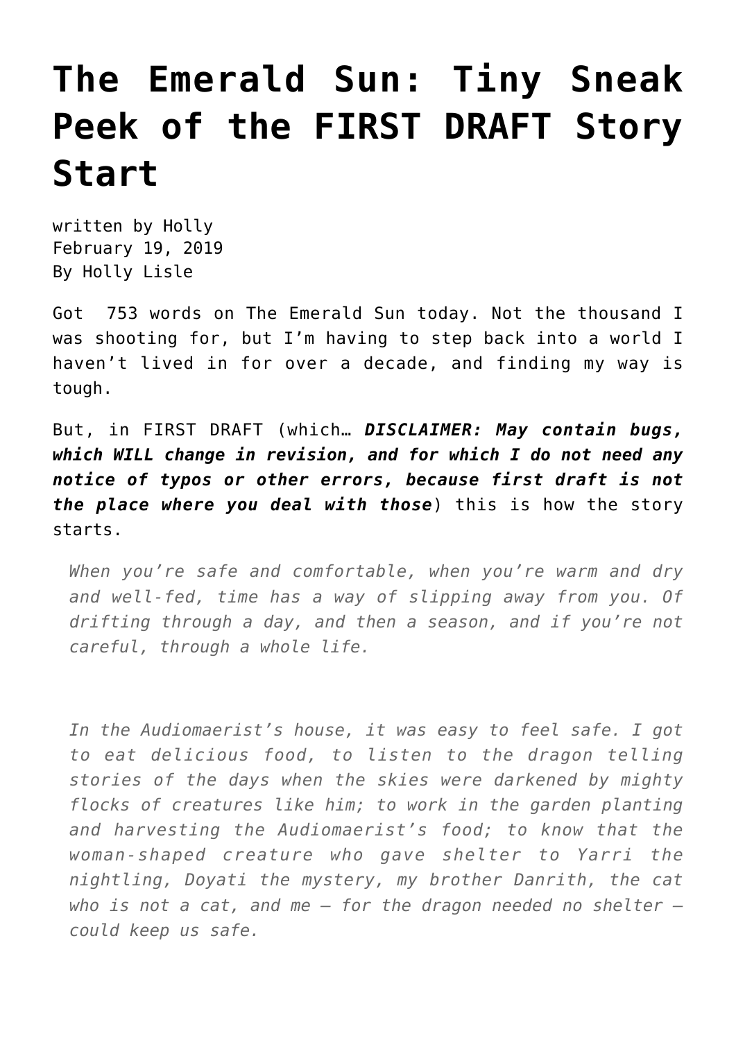# The Emerald Sun: Tiny Sneak Peek of the FIRST DRAFT Story Start

written by Holly
February 19, 2019
By Holly Lisle

Got  753 words on The Emerald Sun today. Not the thousand I was shooting for, but I'm having to step back into a world I haven't lived in for over a decade, and finding my way is tough.

But, in FIRST DRAFT (which… ***DISCLAIMER: May contain bugs, which WILL change in revision, and for which I do not need any notice of typos or other errors, because first draft is not the place where you deal with those***) this is how the story starts.

> *When you're safe and comfortable, when you're warm and dry and well-fed, time has a way of slipping away from you. Of drifting through a day, and then a season, and if you're not careful, through a whole life.*
>
> *In the Audiomaerist's house, it was easy to feel safe. I got to eat delicious food, to listen to the dragon telling stories of the days when the skies were darkened by mighty flocks of creatures like him; to work in the garden planting and harvesting the Audiomaerist's food; to know that the woman-shaped creature who gave shelter to Yarri the nightling, Doyati the mystery, my brother Danrith, the cat who is not a cat, and me — for the dragon needed no shelter — could keep us safe.*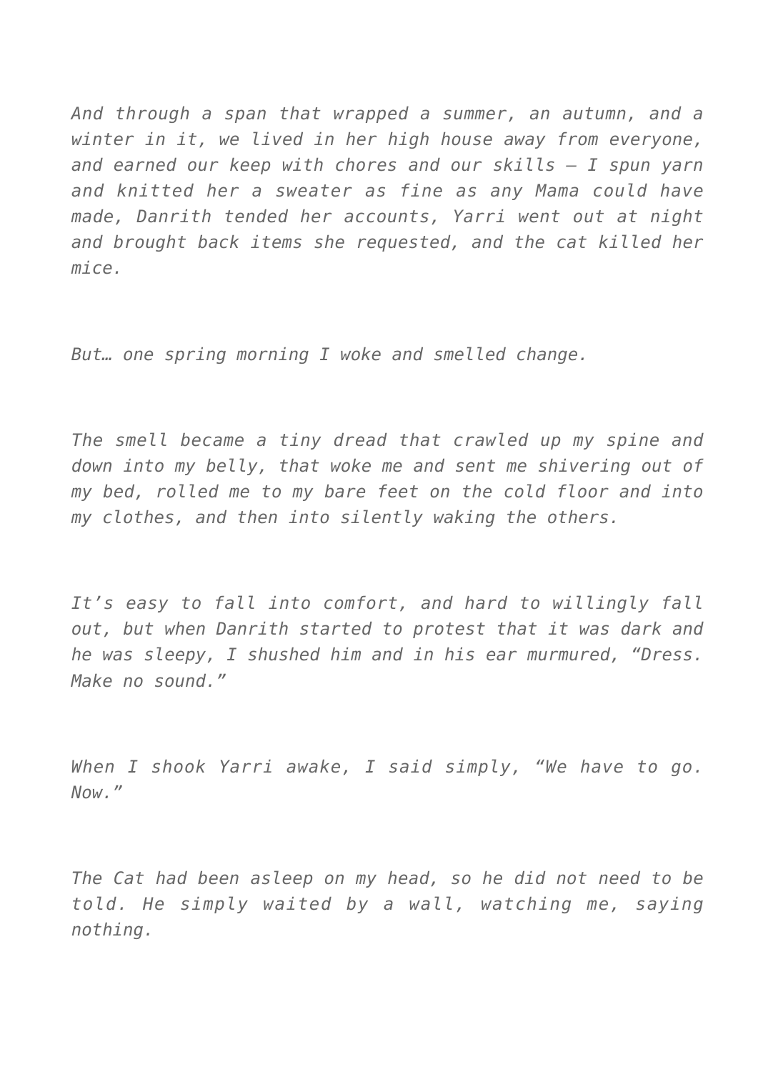*And through a span that wrapped a summer, an autumn, and a winter in it, we lived in her high house away from everyone, and earned our keep with chores and our skills — I spun yarn and knitted her a sweater as fine as any Mama could have made, Danrith tended her accounts, Yarri went out at night and brought back items she requested, and the cat killed her mice.*

*But… one spring morning I woke and smelled change.*

*The smell became a tiny dread that crawled up my spine and down into my belly, that woke me and sent me shivering out of my bed, rolled me to my bare feet on the cold floor and into my clothes, and then into silently waking the others.*

*It's easy to fall into comfort, and hard to willingly fall out, but when Danrith started to protest that it was dark and he was sleepy, I shushed him and in his ear murmured, "Dress. Make no sound."*

*When I shook Yarri awake, I said simply, "We have to go. Now."*

*The Cat had been asleep on my head, so he did not need to be told. He simply waited by a wall, watching me, saying nothing.*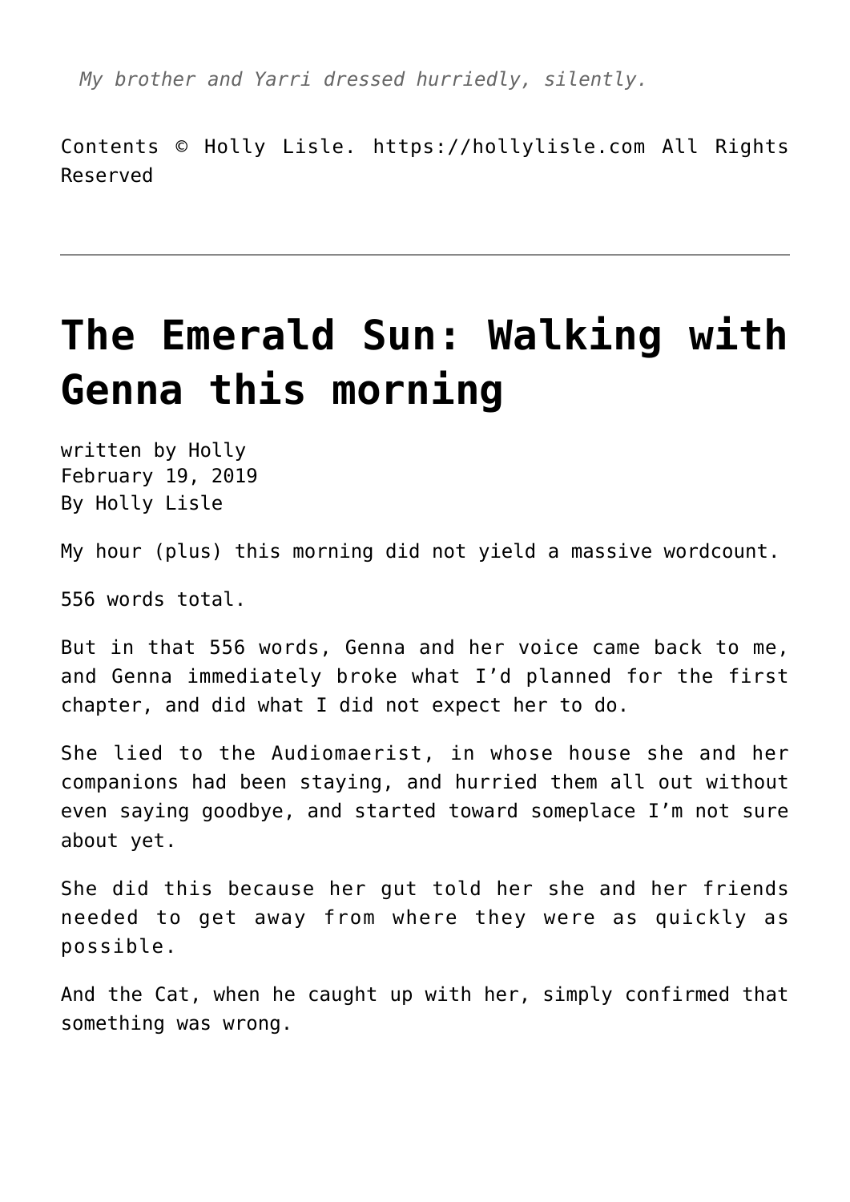*My brother and Yarri dressed hurriedly, silently.*

Contents © Holly Lisle. https://hollylisle.com All Rights Reserved

---

# The Emerald Sun: Walking with Genna this morning

written by Holly
February 19, 2019
By Holly Lisle

My hour (plus) this morning did not yield a massive wordcount.

556 words total.

But in that 556 words, Genna and her voice came back to me, and Genna immediately broke what I'd planned for the first chapter, and did what I did not expect her to do.

She lied to the Audiomaerist, in whose house she and her companions had been staying, and hurried them all out without even saying goodbye, and started toward someplace I'm not sure about yet.

She did this because her gut told her she and her friends needed to get away from where they were as quickly as possible.

And the Cat, when he caught up with her, simply confirmed that something was wrong.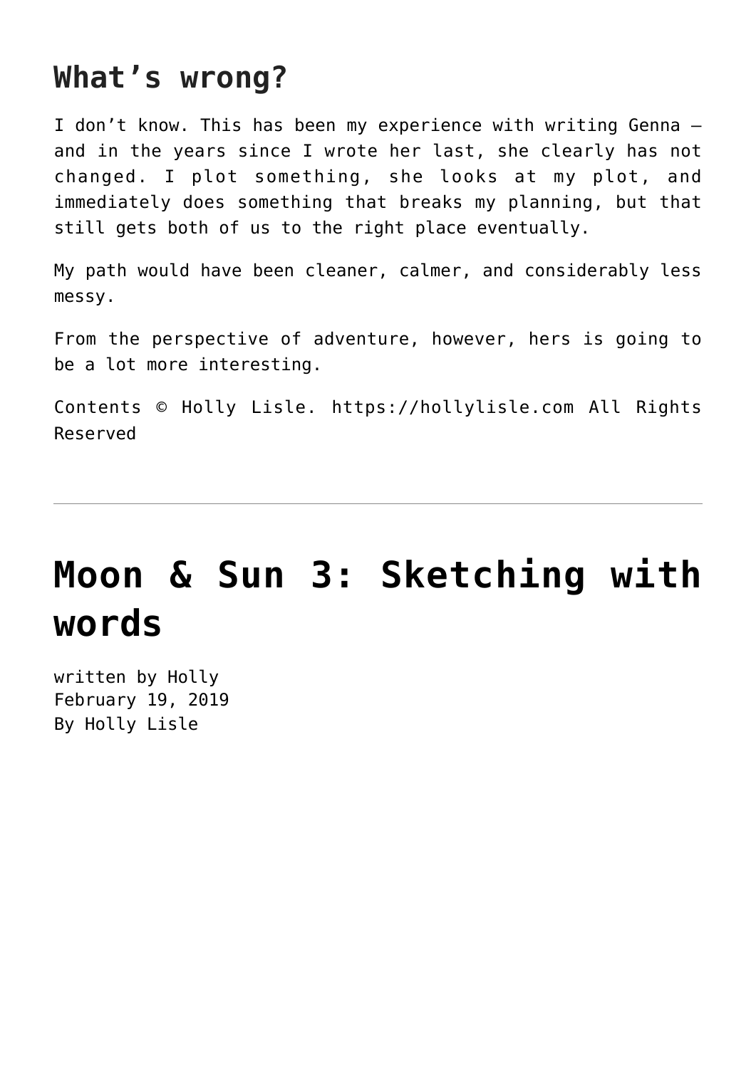## What's wrong?

I don't know. This has been my experience with writing Genna — and in the years since I wrote her last, she clearly has not changed. I plot something, she looks at my plot, and immediately does something that breaks my planning, but that still gets both of us to the right place eventually.

My path would have been cleaner, calmer, and considerably less messy.

From the perspective of adventure, however, hers is going to be a lot more interesting.

Contents © Holly Lisle. https://hollylisle.com All Rights Reserved

---

# Moon & Sun 3: Sketching with words

written by Holly
February 19, 2019
By Holly Lisle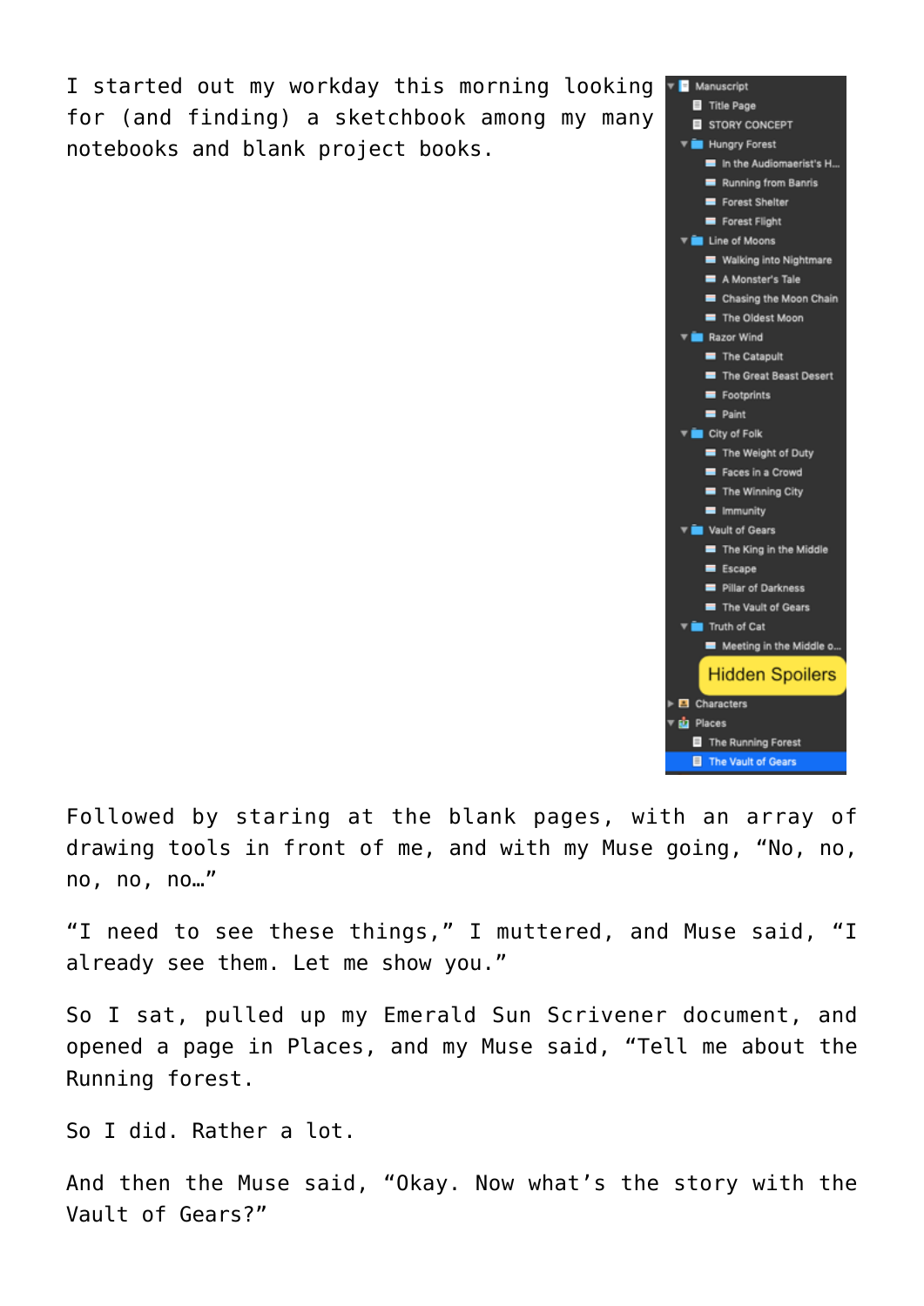I started out my workday this morning looking for (and finding) a sketchbook among my many notebooks and blank project books.

Followed by staring at the blank pages, with an array of drawing tools in front of me, and with my Muse going, "No, no, no, no, no…"

"I need to see these things," I muttered, and Muse said, "I already see them. Let me show you."

So I sat, pulled up my Emerald Sun Scrivener document, and opened a page in Places, and my Muse said, "Tell me about the Running forest.

So I did. Rather a lot.

And then the Muse said, "Okay. Now what's the story with the Vault of Gears?"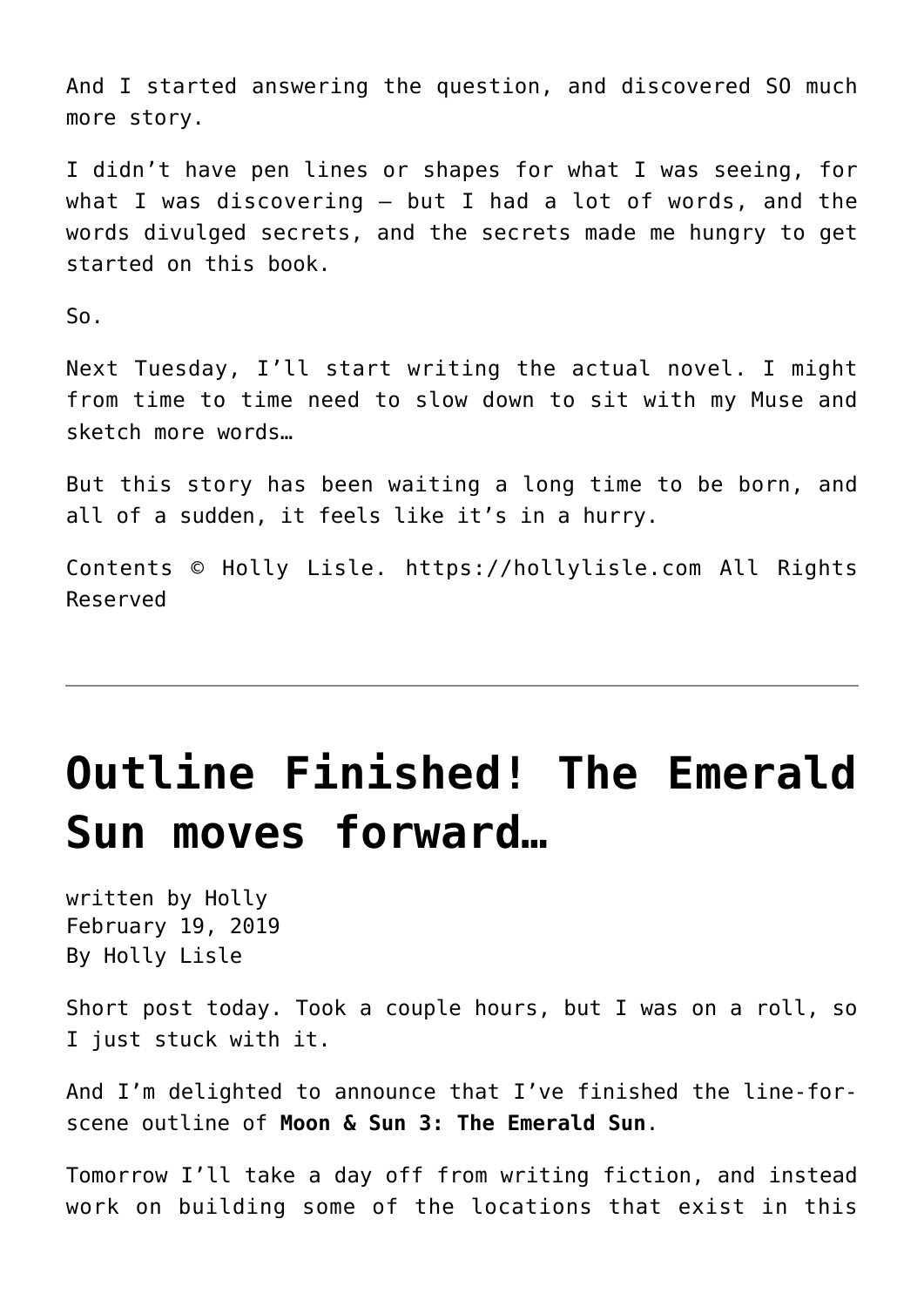And I started answering the question, and discovered SO much more story.

I didn't have pen lines or shapes for what I was seeing, for what I was discovering — but I had a lot of words, and the words divulged secrets, and the secrets made me hungry to get started on this book.

So.

Next Tuesday, I'll start writing the actual novel. I might from time to time need to slow down to sit with my Muse and sketch more words…

But this story has been waiting a long time to be born, and all of a sudden, it feels like it's in a hurry.

Contents © Holly Lisle. https://hollylisle.com All Rights Reserved

---

# Outline Finished! The Emerald Sun moves forward…

written by Holly
February 19, 2019
By Holly Lisle

Short post today. Took a couple hours, but I was on a roll, so I just stuck with it.

And I'm delighted to announce that I've finished the line-for-scene outline of **Moon & Sun 3: The Emerald Sun**.

Tomorrow I'll take a day off from writing fiction, and instead work on building some of the locations that exist in this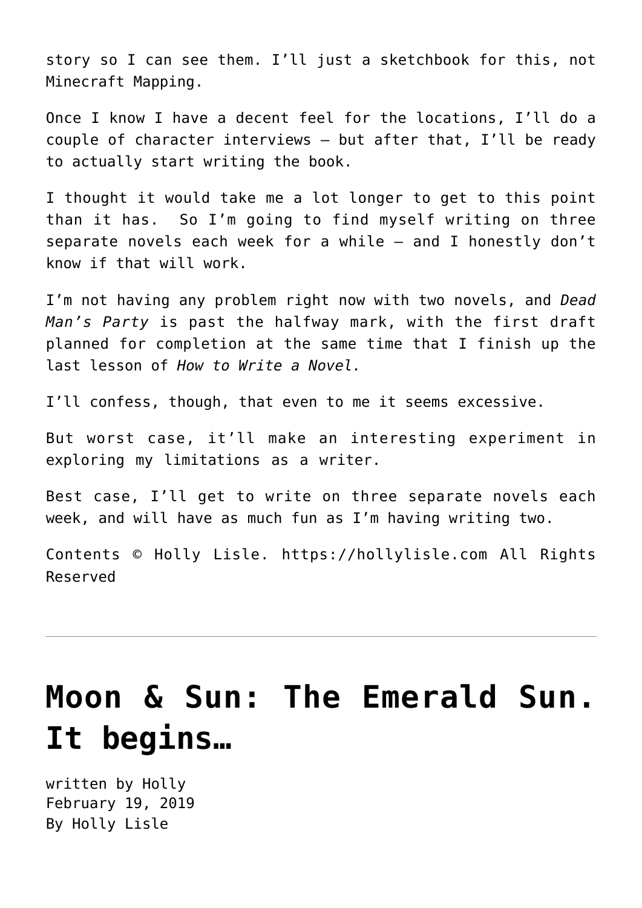story so I can see them. I'll just a sketchbook for this, not Minecraft Mapping.

Once I know I have a decent feel for the locations, I'll do a couple of character interviews – but after that, I'll be ready to actually start writing the book.

I thought it would take me a lot longer to get to this point than it has. So I'm going to find myself writing on three separate novels each week for a while – and I honestly don't know if that will work.

I'm not having any problem right now with two novels, and *Dead Man's Party* is past the halfway mark, with the first draft planned for completion at the same time that I finish up the last lesson of *How to Write a Novel.*

I'll confess, though, that even to me it seems excessive.

But worst case, it'll make an interesting experiment in exploring my limitations as a writer.

Best case, I'll get to write on three separate novels each week, and will have as much fun as I'm having writing two.

Contents © Holly Lisle. https://hollylisle.com All Rights Reserved

---

# Moon & Sun: The Emerald Sun. It begins…

written by Holly
February 19, 2019
By Holly Lisle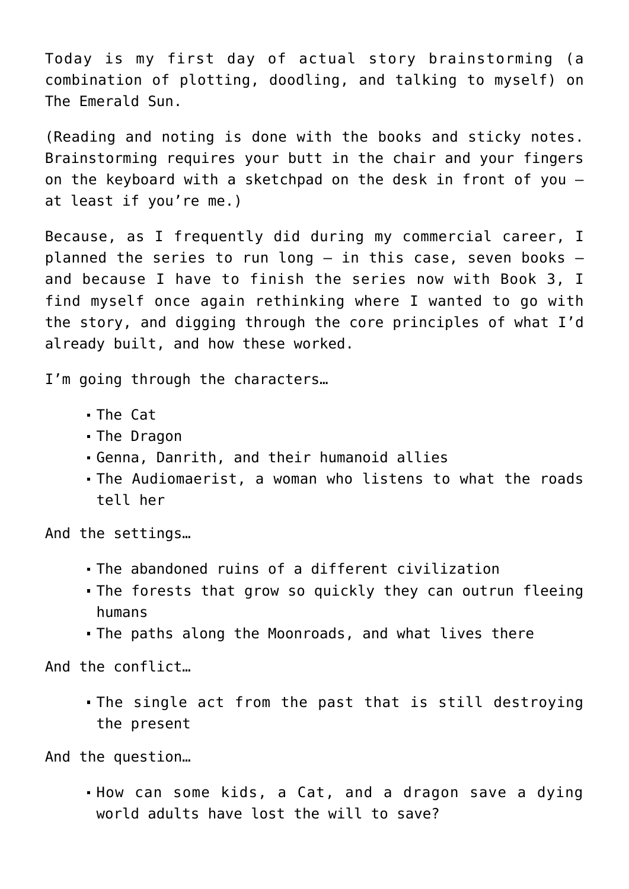Today is my first day of actual story brainstorming (a combination of plotting, doodling, and talking to myself) on The Emerald Sun.

(Reading and noting is done with the books and sticky notes. Brainstorming requires your butt in the chair and your fingers on the keyboard with a sketchpad on the desk in front of you — at least if you're me.)

Because, as I frequently did during my commercial career, I planned the series to run long — in this case, seven books — and because I have to finish the series now with Book 3, I find myself once again rethinking where I wanted to go with the story, and digging through the core principles of what I'd already built, and how these worked.

I'm going through the characters…

- The Cat
- The Dragon
- Genna, Danrith, and their humanoid allies
- The Audiomaerist, a woman who listens to what the roads tell her

And the settings…

- The abandoned ruins of a different civilization
- The forests that grow so quickly they can outrun fleeing humans
- The paths along the Moonroads, and what lives there

And the conflict…

- The single act from the past that is still destroying the present

And the question…

- How can some kids, a Cat, and a dragon save a dying world adults have lost the will to save?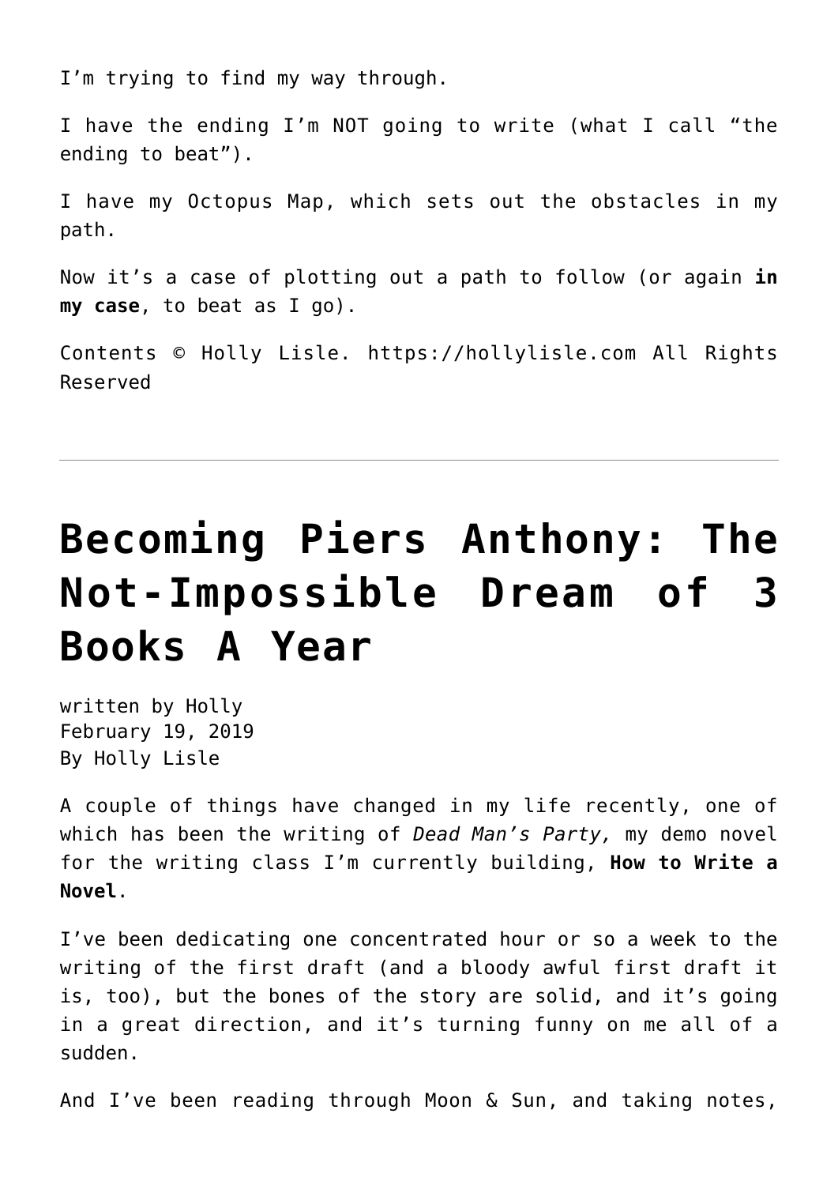I'm trying to find my way through.

I have the ending I'm NOT going to write (what I call "the ending to beat").

I have my Octopus Map, which sets out the obstacles in my path.

Now it's a case of plotting out a path to follow (or again **in my case**, to beat as I go).

Contents © Holly Lisle. https://hollylisle.com All Rights Reserved

---

# Becoming Piers Anthony: The Not-Impossible Dream of 3 Books A Year

written by Holly
February 19, 2019
By Holly Lisle

A couple of things have changed in my life recently, one of which has been the writing of *Dead Man's Party,* my demo novel for the writing class I'm currently building, **How to Write a Novel**.

I've been dedicating one concentrated hour or so a week to the writing of the first draft (and a bloody awful first draft it is, too), but the bones of the story are solid, and it's going in a great direction, and it's turning funny on me all of a sudden.

And I've been reading through Moon & Sun, and taking notes,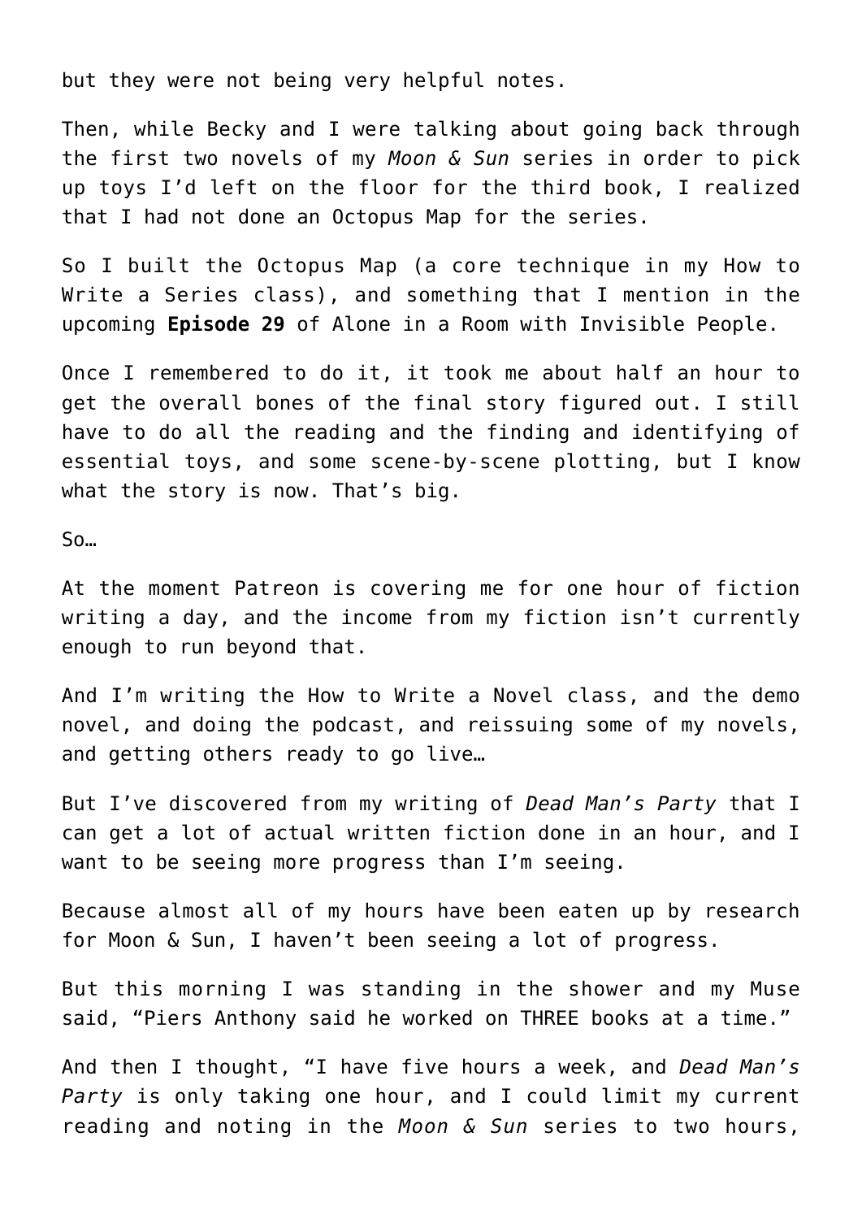but they were not being very helpful notes.

Then, while Becky and I were talking about going back through the first two novels of my *Moon & Sun* series in order to pick up toys I'd left on the floor for the third book, I realized that I had not done an Octopus Map for the series.

So I built the Octopus Map (a core technique in my How to Write a Series class), and something that I mention in the upcoming **Episode 29** of Alone in a Room with Invisible People.

Once I remembered to do it, it took me about half an hour to get the overall bones of the final story figured out. I still have to do all the reading and the finding and identifying of essential toys, and some scene-by-scene plotting, but I know what the story is now. That's big.

So…

At the moment Patreon is covering me for one hour of fiction writing a day, and the income from my fiction isn't currently enough to run beyond that.

And I'm writing the How to Write a Novel class, and the demo novel, and doing the podcast, and reissuing some of my novels, and getting others ready to go live…

But I've discovered from my writing of *Dead Man's Party* that I can get a lot of actual written fiction done in an hour, and I want to be seeing more progress than I'm seeing.

Because almost all of my hours have been eaten up by research for Moon & Sun, I haven't been seeing a lot of progress.

But this morning I was standing in the shower and my Muse said, "Piers Anthony said he worked on THREE books at a time."

And then I thought, "I have five hours a week, and *Dead Man's Party* is only taking one hour, and I could limit my current reading and noting in the *Moon & Sun* series to two hours,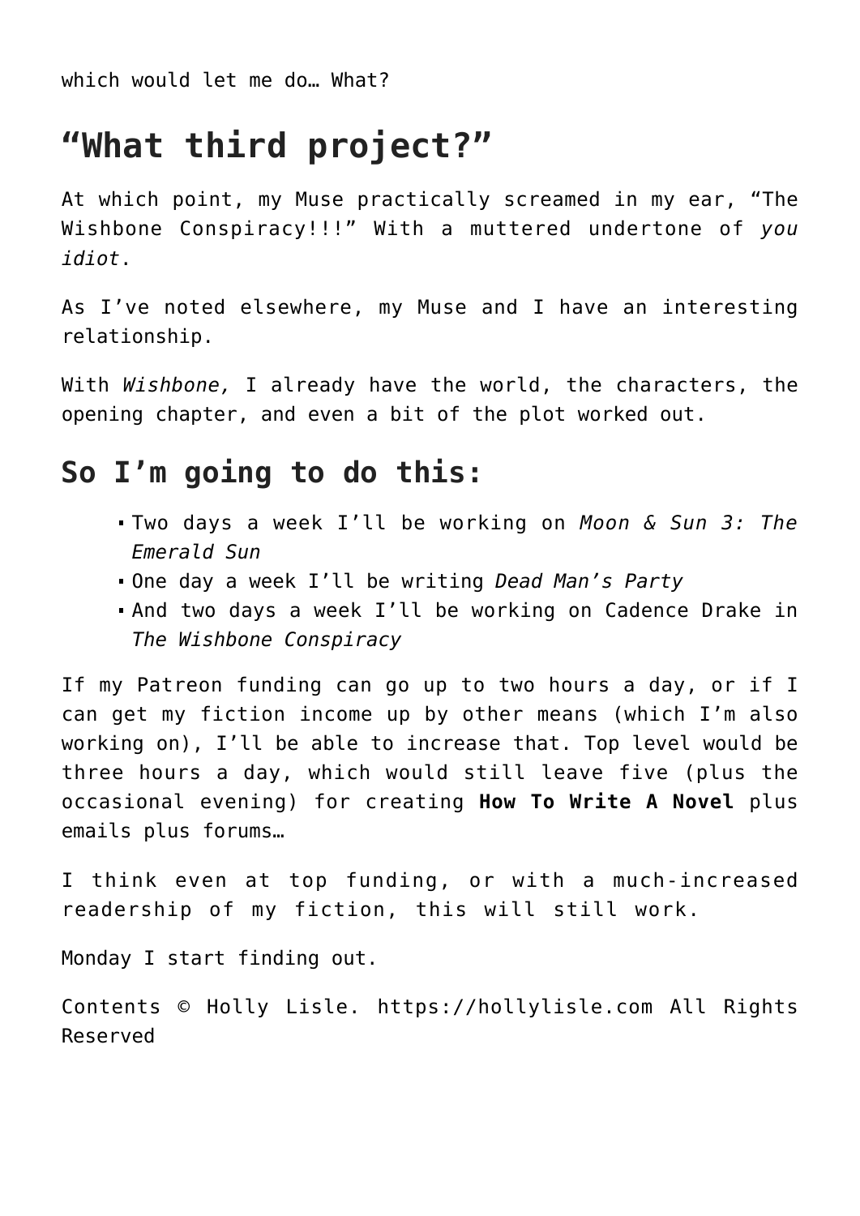which would let me do… What?

## “What third project?”

At which point, my Muse practically screamed in my ear, “The Wishbone Conspiracy!!!” With a muttered undertone of *you idiot*.

As I’ve noted elsewhere, my Muse and I have an interesting relationship.

With *Wishbone,* I already have the world, the characters, the opening chapter, and even a bit of the plot worked out.

## So I’m going to do this:

- Two days a week I’ll be working on *Moon & Sun 3: The Emerald Sun*
- One day a week I’ll be writing *Dead Man’s Party*
- And two days a week I’ll be working on Cadence Drake in *The Wishbone Conspiracy*

If my Patreon funding can go up to two hours a day, or if I can get my fiction income up by other means (which I’m also working on), I’ll be able to increase that. Top level would be three hours a day, which would still leave five (plus the occasional evening) for creating **How To Write A Novel** plus emails plus forums…

I think even at top funding, or with a much-increased readership of my fiction, this will still work.

Monday I start finding out.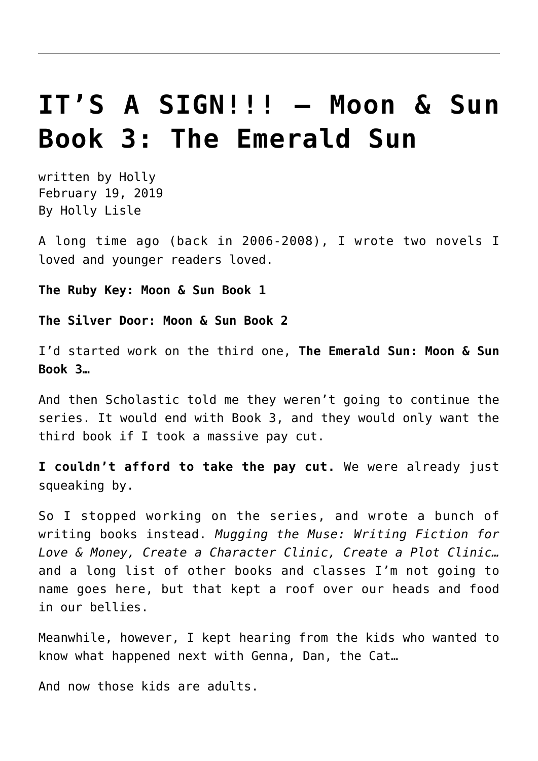# IT'S A SIGN!!! – Moon & Sun Book 3: The Emerald Sun

written by Holly
February 19, 2019
By Holly Lisle

A long time ago (back in 2006-2008), I wrote two novels I loved and younger readers loved.

**The Ruby Key: Moon & Sun Book 1**

**The Silver Door: Moon & Sun Book 2**

I'd started work on the third one, **The Emerald Sun: Moon & Sun Book 3…**

And then Scholastic told me they weren't going to continue the series. It would end with Book 3, and they would only want the third book if I took a massive pay cut.

**I couldn't afford to take the pay cut.** We were already just squeaking by.

So I stopped working on the series, and wrote a bunch of writing books instead. *Mugging the Muse: Writing Fiction for Love & Money, Create a Character Clinic, Create a Plot Clinic…* and a long list of other books and classes I'm not going to name goes here, but that kept a roof over our heads and food in our bellies.

Meanwhile, however, I kept hearing from the kids who wanted to know what happened next with Genna, Dan, the Cat…

And now those kids are adults.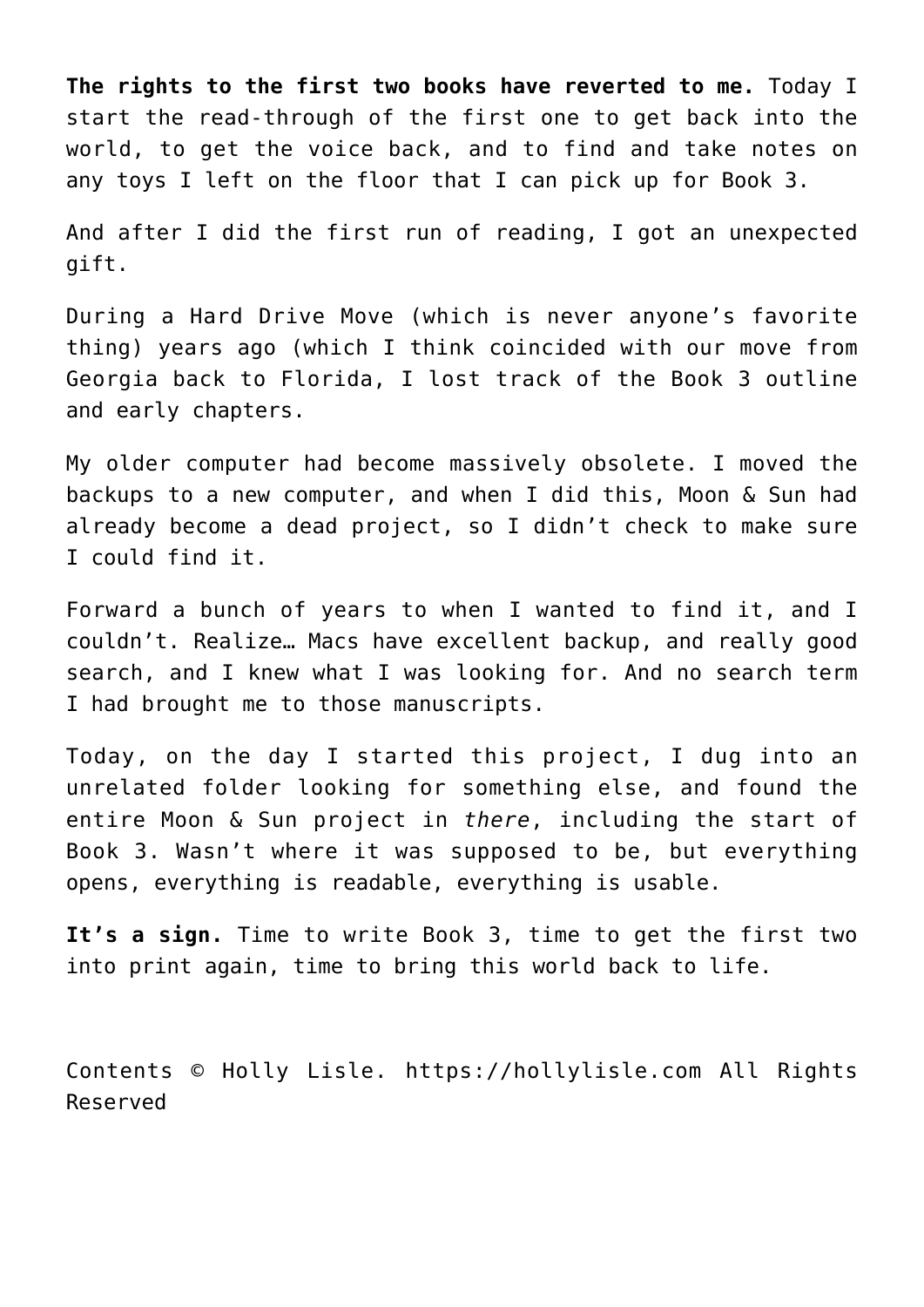**The rights to the first two books have reverted to me.** Today I start the read-through of the first one to get back into the world, to get the voice back, and to find and take notes on any toys I left on the floor that I can pick up for Book 3.

And after I did the first run of reading, I got an unexpected gift.

During a Hard Drive Move (which is never anyone's favorite thing) years ago (which I think coincided with our move from Georgia back to Florida, I lost track of the Book 3 outline and early chapters.

My older computer had become massively obsolete. I moved the backups to a new computer, and when I did this, Moon & Sun had already become a dead project, so I didn't check to make sure I could find it.

Forward a bunch of years to when I wanted to find it, and I couldn't. Realize… Macs have excellent backup, and really good search, and I knew what I was looking for. And no search term I had brought me to those manuscripts.

Today, on the day I started this project, I dug into an unrelated folder looking for something else, and found the entire Moon & Sun project in *there*, including the start of Book 3. Wasn't where it was supposed to be, but everything opens, everything is readable, everything is usable.

**It's a sign.** Time to write Book 3, time to get the first two into print again, time to bring this world back to life.

Contents © Holly Lisle. https://hollylisle.com All Rights Reserved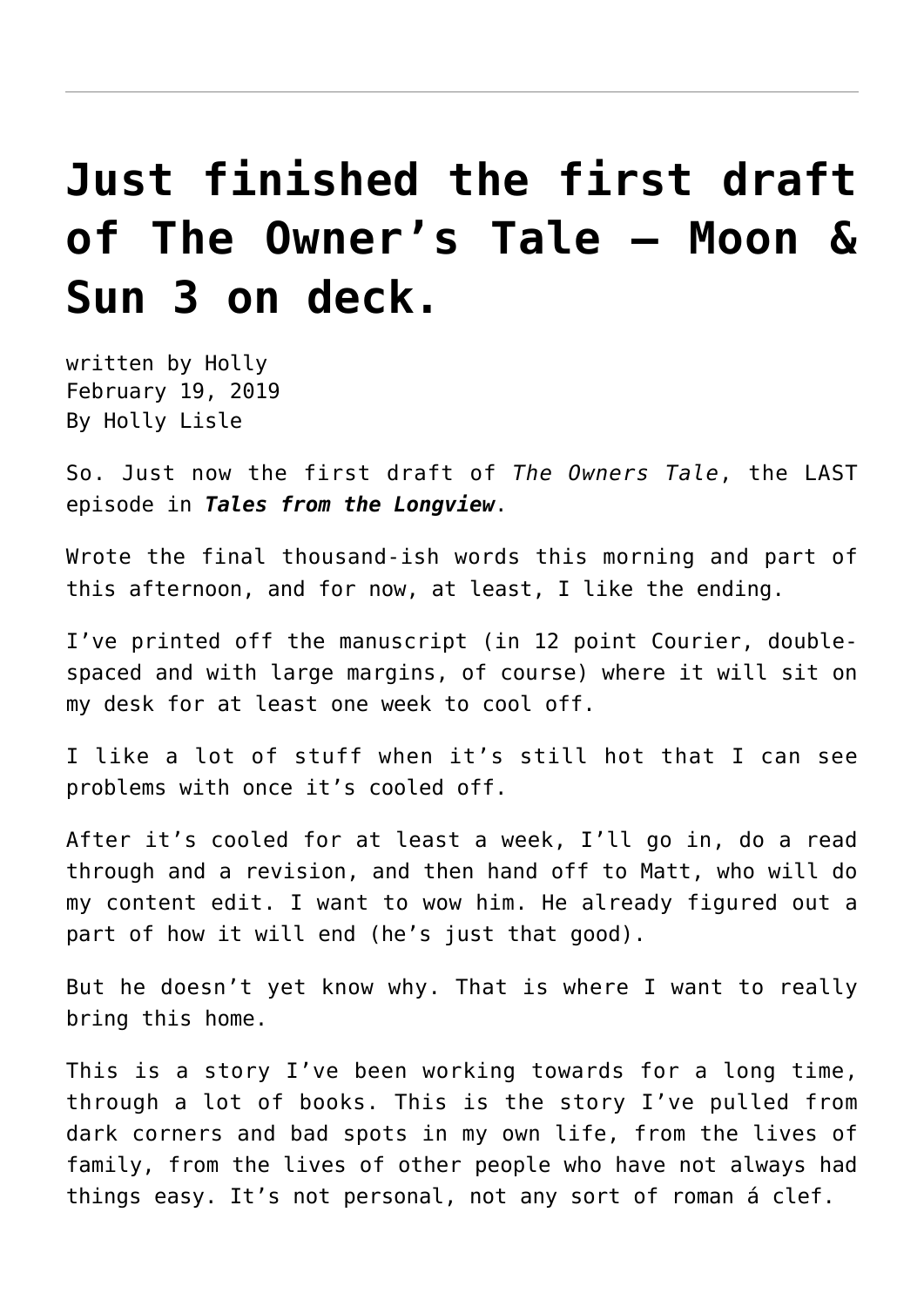# Just finished the first draft of The Owner’s Tale — Moon & Sun 3 on deck.

written by Holly
February 19, 2019
By Holly Lisle

So. Just now the first draft of *The Owners Tale*, the LAST episode in ***Tales from the Longview***.

Wrote the final thousand-ish words this morning and part of this afternoon, and for now, at least, I like the ending.

I’ve printed off the manuscript (in 12 point Courier, double-spaced and with large margins, of course) where it will sit on my desk for at least one week to cool off.

I like a lot of stuff when it’s still hot that I can see problems with once it’s cooled off.

After it’s cooled for at least a week, I’ll go in, do a read through and a revision, and then hand off to Matt, who will do my content edit. I want to wow him. He already figured out a part of how it will end (he’s just that good).

But he doesn’t yet know why. That is where I want to really bring this home.

This is a story I’ve been working towards for a long time, through a lot of books. This is the story I’ve pulled from dark corners and bad spots in my own life, from the lives of family, from the lives of other people who have not always had things easy. It’s not personal, not any sort of roman á clef.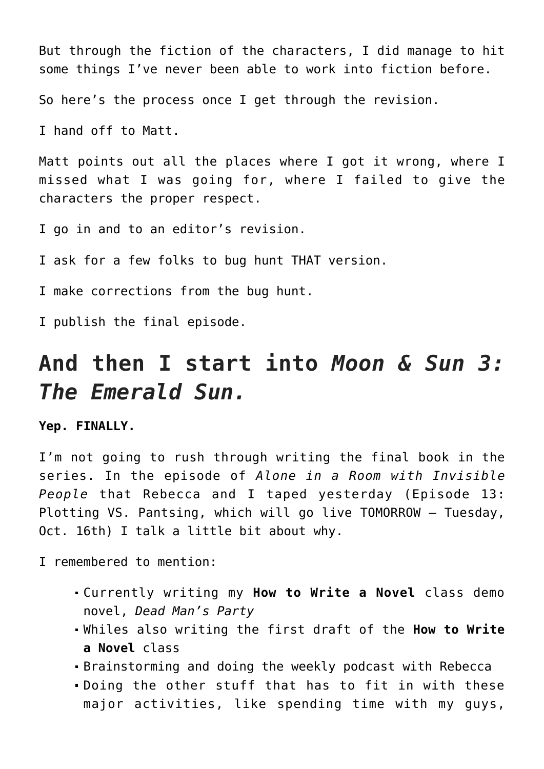But through the fiction of the characters, I did manage to hit some things I've never been able to work into fiction before.

So here's the process once I get through the revision.

I hand off to Matt.

Matt points out all the places where I got it wrong, where I missed what I was going for, where I failed to give the characters the proper respect.

I go in and to an editor's revision.

I ask for a few folks to bug hunt THAT version.

I make corrections from the bug hunt.

I publish the final episode.

## And then I start into *Moon & Sun 3: The Emerald Sun.*

**Yep. FINALLY.**

I'm not going to rush through writing the final book in the series. In the episode of *Alone in a Room with Invisible People* that Rebecca and I taped yesterday (Episode 13: Plotting VS. Pantsing, which will go live TOMORROW — Tuesday, Oct. 16th) I talk a little bit about why.

I remembered to mention:

- Currently writing my **How to Write a Novel** class demo novel, *Dead Man's Party*
- Whiles also writing the first draft of the **How to Write a Novel** class
- Brainstorming and doing the weekly podcast with Rebecca
- Doing the other stuff that has to fit in with these major activities, like spending time with my guys,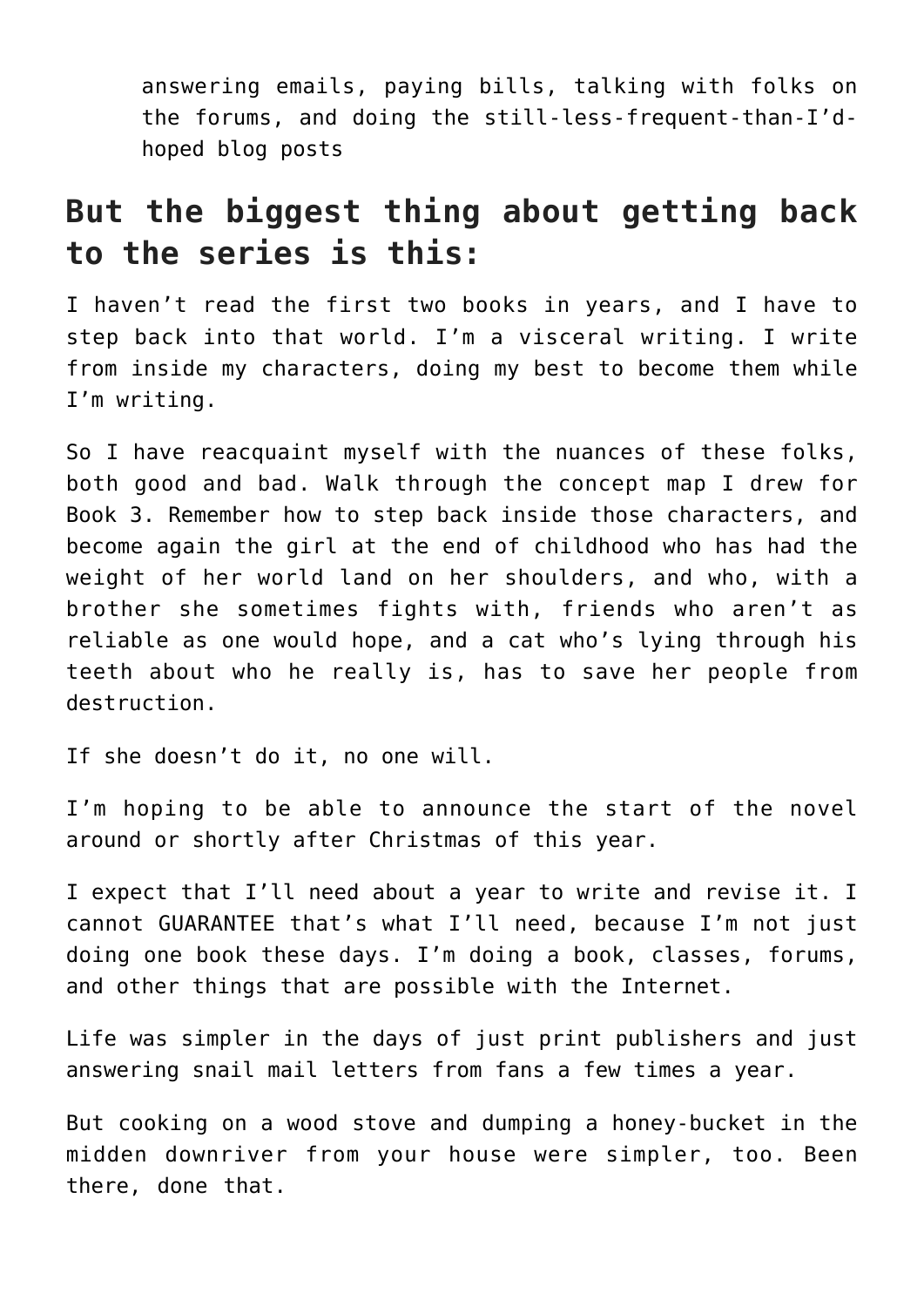answering emails, paying bills, talking with folks on the forums, and doing the still-less-frequent-than-I'd-hoped blog posts

## But the biggest thing about getting back to the series is this:

I haven't read the first two books in years, and I have to step back into that world. I'm a visceral writing. I write from inside my characters, doing my best to become them while I'm writing.

So I have reacquaint myself with the nuances of these folks, both good and bad. Walk through the concept map I drew for Book 3. Remember how to step back inside those characters, and become again the girl at the end of childhood who has had the weight of her world land on her shoulders, and who, with a brother she sometimes fights with, friends who aren't as reliable as one would hope, and a cat who's lying through his teeth about who he really is, has to save her people from destruction.

If she doesn't do it, no one will.

I'm hoping to be able to announce the start of the novel around or shortly after Christmas of this year.

I expect that I'll need about a year to write and revise it. I cannot GUARANTEE that's what I'll need, because I'm not just doing one book these days. I'm doing a book, classes, forums, and other things that are possible with the Internet.

Life was simpler in the days of just print publishers and just answering snail mail letters from fans a few times a year.

But cooking on a wood stove and dumping a honey-bucket in the midden downriver from your house were simpler, too. Been there, done that.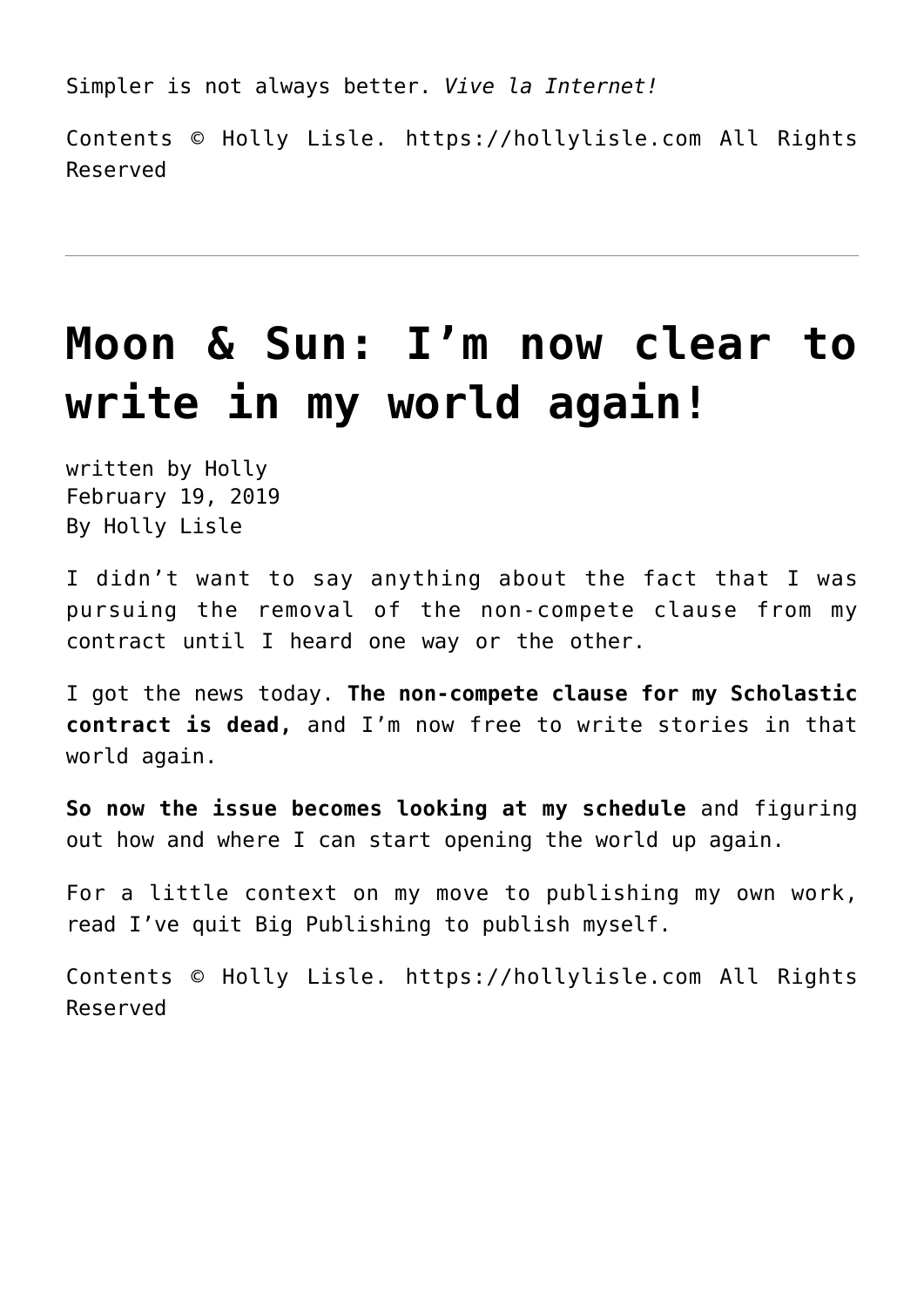Simpler is not always better. *Vive la Internet!*

Contents © Holly Lisle. https://hollylisle.com All Rights Reserved

---

# Moon & Sun: I'm now clear to write in my world again!

written by Holly
February 19, 2019
By Holly Lisle

I didn't want to say anything about the fact that I was pursuing the removal of the non-compete clause from my contract until I heard one way or the other.

I got the news today. **The non-compete clause for my Scholastic contract is dead,** and I'm now free to write stories in that world again.

**So now the issue becomes looking at my schedule** and figuring out how and where I can start opening the world up again.

For a little context on my move to publishing my own work, read I've quit Big Publishing to publish myself.

Contents © Holly Lisle. https://hollylisle.com All Rights Reserved